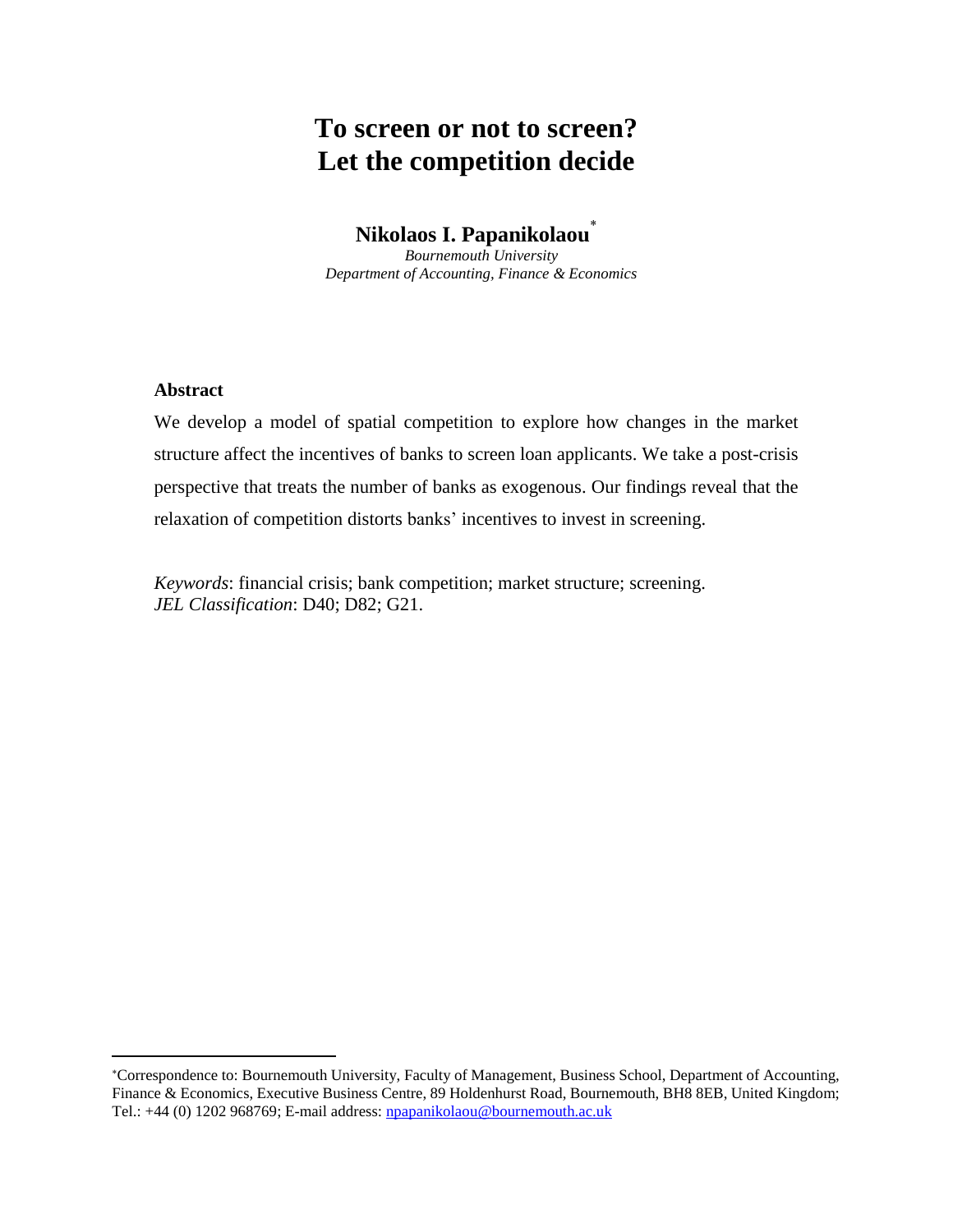# To screen or not to screen? Let the competition decide

**Nikolaos I. Papanikolaou**[*]

*Bournemouth University*
*Department of Accounting, Finance & Economics*

### Abstract

We develop a model of spatial competition to explore how changes in the market structure affect the incentives of banks to screen loan applicants. We take a post-crisis perspective that treats the number of banks as exogenous. Our findings reveal that the relaxation of competition distorts banks' incentives to invest in screening.

*Keywords*: financial crisis; bank competition; market structure; screening.
*JEL Classification*: D40; D82; G21.

---

[*] Correspondence to: Bournemouth University, Faculty of Management, Business School, Department of Accounting, Finance & Economics, Executive Business Centre, 89 Holdenhurst Road, Bournemouth, BH8 8EB, United Kingdom; Tel.: +44 (0) 1202 968769; E-mail address: npapanikolaou@bournemouth.ac.uk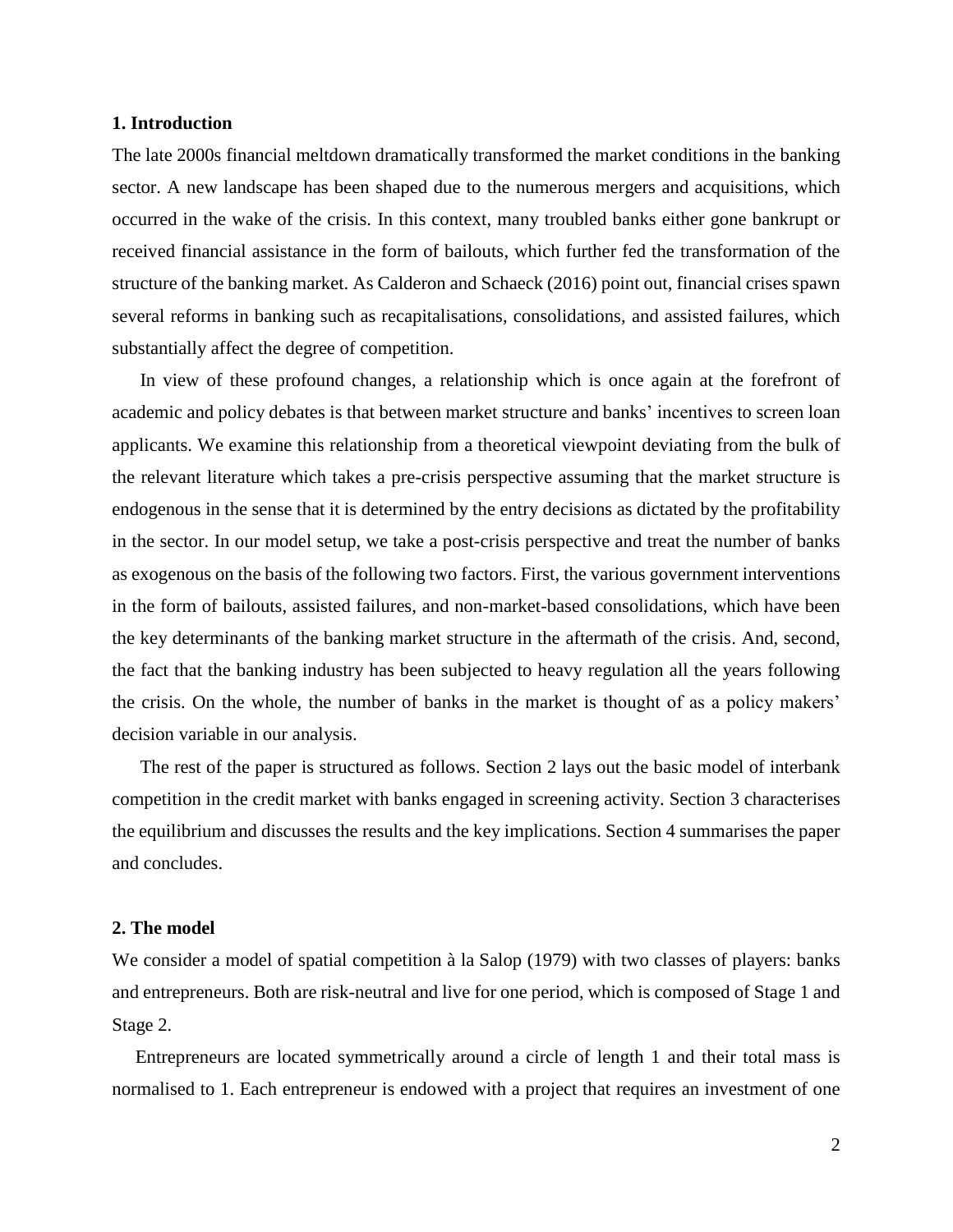## 1. Introduction

The late 2000s financial meltdown dramatically transformed the market conditions in the banking sector. A new landscape has been shaped due to the numerous mergers and acquisitions, which occurred in the wake of the crisis. In this context, many troubled banks either gone bankrupt or received financial assistance in the form of bailouts, which further fed the transformation of the structure of the banking market. As Calderon and Schaeck (2016) point out, financial crises spawn several reforms in banking such as recapitalisations, consolidations, and assisted failures, which substantially affect the degree of competition.

In view of these profound changes, a relationship which is once again at the forefront of academic and policy debates is that between market structure and banks' incentives to screen loan applicants. We examine this relationship from a theoretical viewpoint deviating from the bulk of the relevant literature which takes a pre-crisis perspective assuming that the market structure is endogenous in the sense that it is determined by the entry decisions as dictated by the profitability in the sector. In our model setup, we take a post-crisis perspective and treat the number of banks as exogenous on the basis of the following two factors. First, the various government interventions in the form of bailouts, assisted failures, and non-market-based consolidations, which have been the key determinants of the banking market structure in the aftermath of the crisis. And, second, the fact that the banking industry has been subjected to heavy regulation all the years following the crisis. On the whole, the number of banks in the market is thought of as a policy makers' decision variable in our analysis.

The rest of the paper is structured as follows. Section 2 lays out the basic model of interbank competition in the credit market with banks engaged in screening activity. Section 3 characterises the equilibrium and discusses the results and the key implications. Section 4 summarises the paper and concludes.

## 2. The model

We consider a model of spatial competition à la Salop (1979) with two classes of players: banks and entrepreneurs. Both are risk-neutral and live for one period, which is composed of Stage 1 and Stage 2.

Entrepreneurs are located symmetrically around a circle of length 1 and their total mass is normalised to 1. Each entrepreneur is endowed with a project that requires an investment of one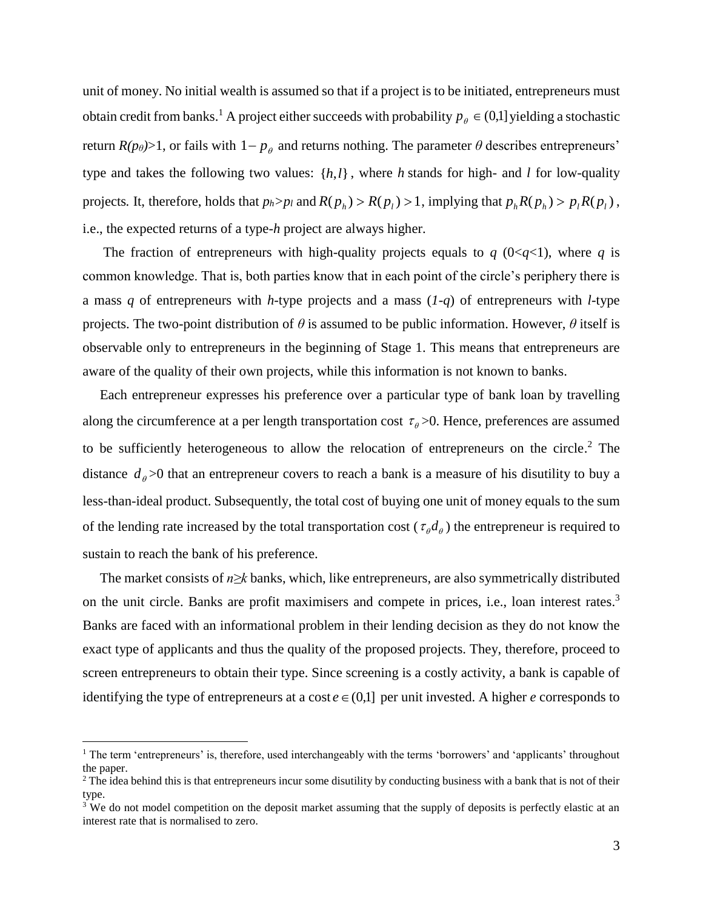unit of money. No initial wealth is assumed so that if a project is to be initiated, entrepreneurs must obtain credit from banks.[1] A project either succeeds with probability $p_\theta \in (0,1]$ yielding a stochastic return $R(p_\theta)>1$, or fails with $1-p_\theta$ and returns nothing. The parameter $\theta$ describes entrepreneurs' type and takes the following two values: $\{h,l\}$, where $h$ stands for high- and $l$ for low-quality projects. It, therefore, holds that $p_h>p_l$ and $R(p_h)>R(p_l)>1$, implying that $p_hR(p_h)>p_lR(p_l)$, i.e., the expected returns of a type-$h$ project are always higher.

The fraction of entrepreneurs with high-quality projects equals to $q$ ($0<q<1$), where $q$ is common knowledge. That is, both parties know that in each point of the circle's periphery there is a mass $q$ of entrepreneurs with $h$-type projects and a mass ($1-q$) of entrepreneurs with $l$-type projects. The two-point distribution of $\theta$ is assumed to be public information. However, $\theta$ itself is observable only to entrepreneurs in the beginning of Stage 1. This means that entrepreneurs are aware of the quality of their own projects, while this information is not known to banks.

Each entrepreneur expresses his preference over a particular type of bank loan by travelling along the circumference at a per length transportation cost $\tau_\theta>0$. Hence, preferences are assumed to be sufficiently heterogeneous to allow the relocation of entrepreneurs on the circle.[2] The distance $d_\theta>0$ that an entrepreneur covers to reach a bank is a measure of his disutility to buy a less-than-ideal product. Subsequently, the total cost of buying one unit of money equals to the sum of the lending rate increased by the total transportation cost ($\tau_\theta d_\theta$) the entrepreneur is required to sustain to reach the bank of his preference.

The market consists of $n\geq k$ banks, which, like entrepreneurs, are also symmetrically distributed on the unit circle. Banks are profit maximisers and compete in prices, i.e., loan interest rates.[3] Banks are faced with an informational problem in their lending decision as they do not know the exact type of applicants and thus the quality of the proposed projects. They, therefore, proceed to screen entrepreneurs to obtain their type. Since screening is a costly activity, a bank is capable of identifying the type of entrepreneurs at a cost $e \in (0,1]$ per unit invested. A higher $e$ corresponds to

---

[1] The term 'entrepreneurs' is, therefore, used interchangeably with the terms 'borrowers' and 'applicants' throughout the paper.

[2] The idea behind this is that entrepreneurs incur some disutility by conducting business with a bank that is not of their type.

[3] We do not model competition on the deposit market assuming that the supply of deposits is perfectly elastic at an interest rate that is normalised to zero.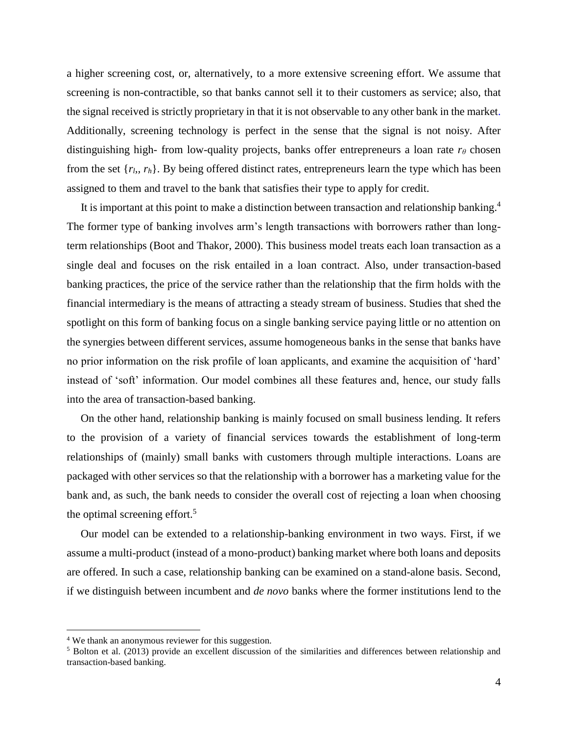a higher screening cost, or, alternatively, to a more extensive screening effort. We assume that screening is non-contractible, so that banks cannot sell it to their customers as service; also, that the signal received is strictly proprietary in that it is not observable to any other bank in the market. Additionally, screening technology is perfect in the sense that the signal is not noisy. After distinguishing high- from low-quality projects, banks offer entrepreneurs a loan rate $r_\theta$ chosen from the set $\{r_l, r_h\}$. By being offered distinct rates, entrepreneurs learn the type which has been assigned to them and travel to the bank that satisfies their type to apply for credit.

It is important at this point to make a distinction between transaction and relationship banking.[4] The former type of banking involves arm's length transactions with borrowers rather than long-term relationships (Boot and Thakor, 2000). This business model treats each loan transaction as a single deal and focuses on the risk entailed in a loan contract. Also, under transaction-based banking practices, the price of the service rather than the relationship that the firm holds with the financial intermediary is the means of attracting a steady stream of business. Studies that shed the spotlight on this form of banking focus on a single banking service paying little or no attention on the synergies between different services, assume homogeneous banks in the sense that banks have no prior information on the risk profile of loan applicants, and examine the acquisition of 'hard' instead of 'soft' information. Our model combines all these features and, hence, our study falls into the area of transaction-based banking.

On the other hand, relationship banking is mainly focused on small business lending. It refers to the provision of a variety of financial services towards the establishment of long-term relationships of (mainly) small banks with customers through multiple interactions. Loans are packaged with other services so that the relationship with a borrower has a marketing value for the bank and, as such, the bank needs to consider the overall cost of rejecting a loan when choosing the optimal screening effort.[5]

Our model can be extended to a relationship-banking environment in two ways. First, if we assume a multi-product (instead of a mono-product) banking market where both loans and deposits are offered. In such a case, relationship banking can be examined on a stand-alone basis. Second, if we distinguish between incumbent and *de novo* banks where the former institutions lend to the

[4] We thank an anonymous reviewer for this suggestion.

[5] Bolton et al. (2013) provide an excellent discussion of the similarities and differences between relationship and transaction-based banking.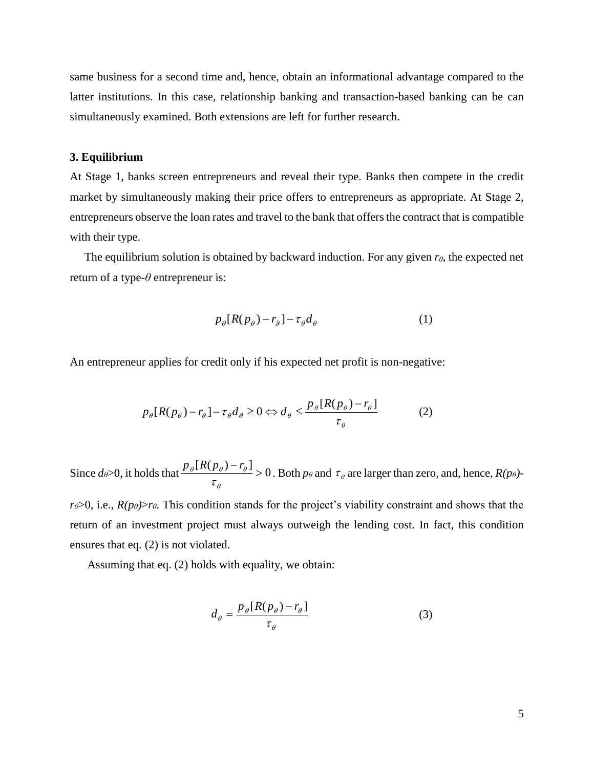same business for a second time and, hence, obtain an informational advantage compared to the latter institutions. In this case, relationship banking and transaction-based banking can be can simultaneously examined. Both extensions are left for further research.

### 3. Equilibrium

At Stage 1, banks screen entrepreneurs and reveal their type. Banks then compete in the credit market by simultaneously making their price offers to entrepreneurs as appropriate. At Stage 2, entrepreneurs observe the loan rates and travel to the bank that offers the contract that is compatible with their type.

The equilibrium solution is obtained by backward induction. For any given $r_\theta$, the expected net return of a type-$\theta$ entrepreneur is:

$$p_\theta[R(p_\theta) - r_\vartheta] - \tau_\theta d_\theta \qquad (1)$$

An entrepreneur applies for credit only if his expected net profit is non-negative:

$$p_\theta[R(p_\theta) - r_\theta] - \tau_\theta d_\theta \geq 0 \Leftrightarrow d_\theta \leq \frac{p_\theta[R(p_\theta) - r_\theta]}{\tau_\theta} \qquad (2)$$

Since $d_\theta > 0$, it holds that $\frac{p_\theta[R(p_\theta) - r_\theta]}{\tau_\theta} > 0$. Both $p_\theta$ and $\tau_\theta$ are larger than zero, and, hence, $R(p_\theta) - r_\theta > 0$, i.e., $R(p_\theta) > r_\theta$. This condition stands for the project's viability constraint and shows that the return of an investment project must always outweigh the lending cost. In fact, this condition ensures that eq. (2) is not violated.

Assuming that eq. (2) holds with equality, we obtain:

$$d_\theta = \frac{p_\theta[R(p_\theta) - r_\theta]}{\tau_\theta} \qquad (3)$$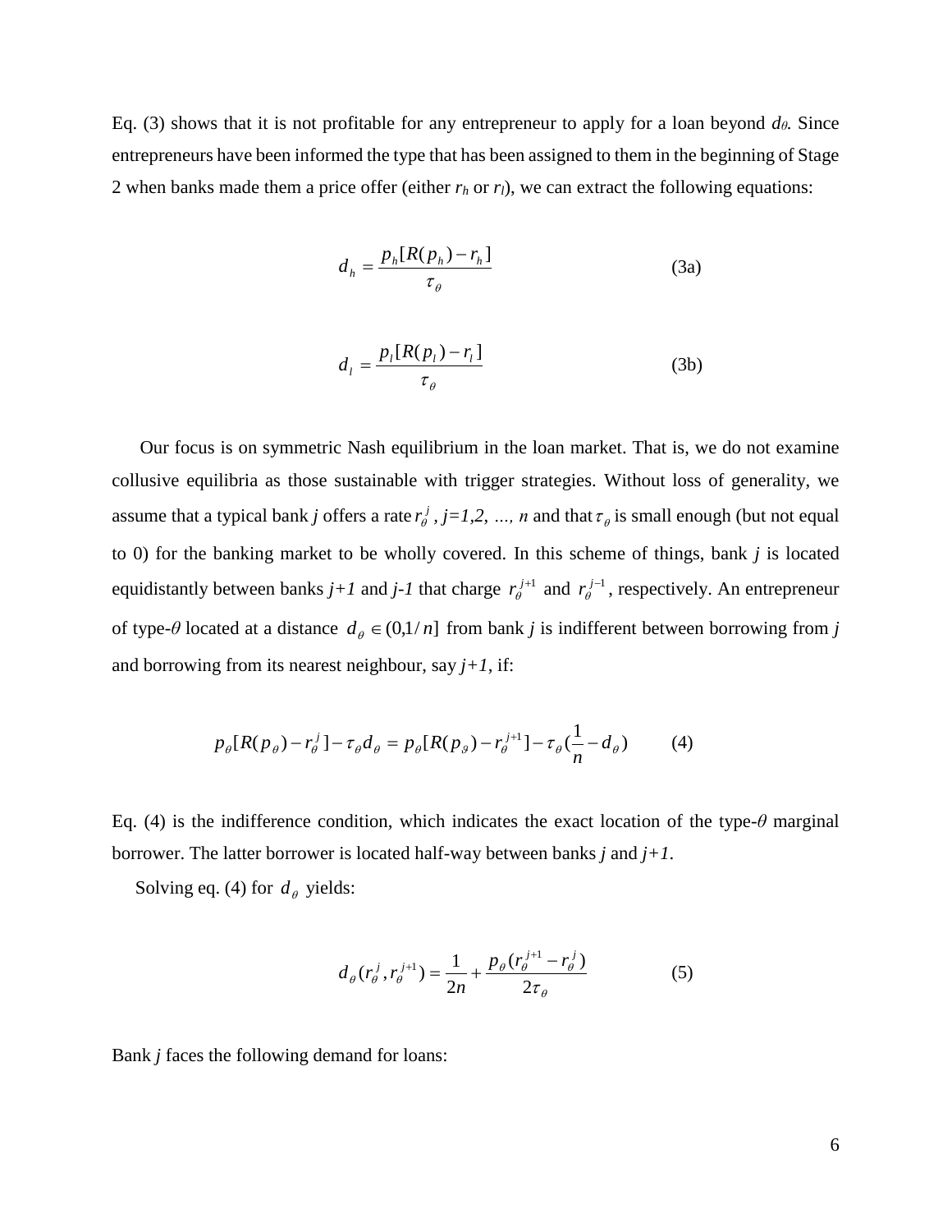Eq. (3) shows that it is not profitable for any entrepreneur to apply for a loan beyond $d_\theta$. Since entrepreneurs have been informed the type that has been assigned to them in the beginning of Stage 2 when banks made them a price offer (either $r_h$ or $r_l$), we can extract the following equations:

$$d_h = \frac{p_h[R(p_h) - r_h]}{\tau_\theta} \tag{3a}$$

$$d_l = \frac{p_l[R(p_l) - r_l]}{\tau_\theta} \tag{3b}$$

Our focus is on symmetric Nash equilibrium in the loan market. That is, we do not examine collusive equilibria as those sustainable with trigger strategies. Without loss of generality, we assume that a typical bank *j* offers a rate $r_\theta^j$, *j=1,2, ..., n* and that $\tau_\theta$ is small enough (but not equal to 0) for the banking market to be wholly covered. In this scheme of things, bank *j* is located equidistantly between banks *j+1* and *j-1* that charge $r_\theta^{j+1}$ and $r_\theta^{j-1}$, respectively. An entrepreneur of type-$\theta$ located at a distance $d_\theta \in (0,1/n]$ from bank *j* is indifferent between borrowing from *j* and borrowing from its nearest neighbour, say *j+1*, if:

$$p_\theta[R(p_\theta) - r_\theta^j] - \tau_\theta d_\theta = p_\theta[R(p_\vartheta) - r_\theta^{j+1}] - \tau_\theta(\frac{1}{n} - d_\theta) \tag{4}$$

Eq. (4) is the indifference condition, which indicates the exact location of the type-$\theta$ marginal borrower. The latter borrower is located half-way between banks *j* and *j+1*.

Solving eq. (4) for $d_\theta$ yields:

$$d_\theta(r_\theta^j, r_\theta^{j+1}) = \frac{1}{2n} + \frac{p_\theta(r_\theta^{j+1} - r_\theta^j)}{2\tau_\theta} \tag{5}$$

Bank *j* faces the following demand for loans: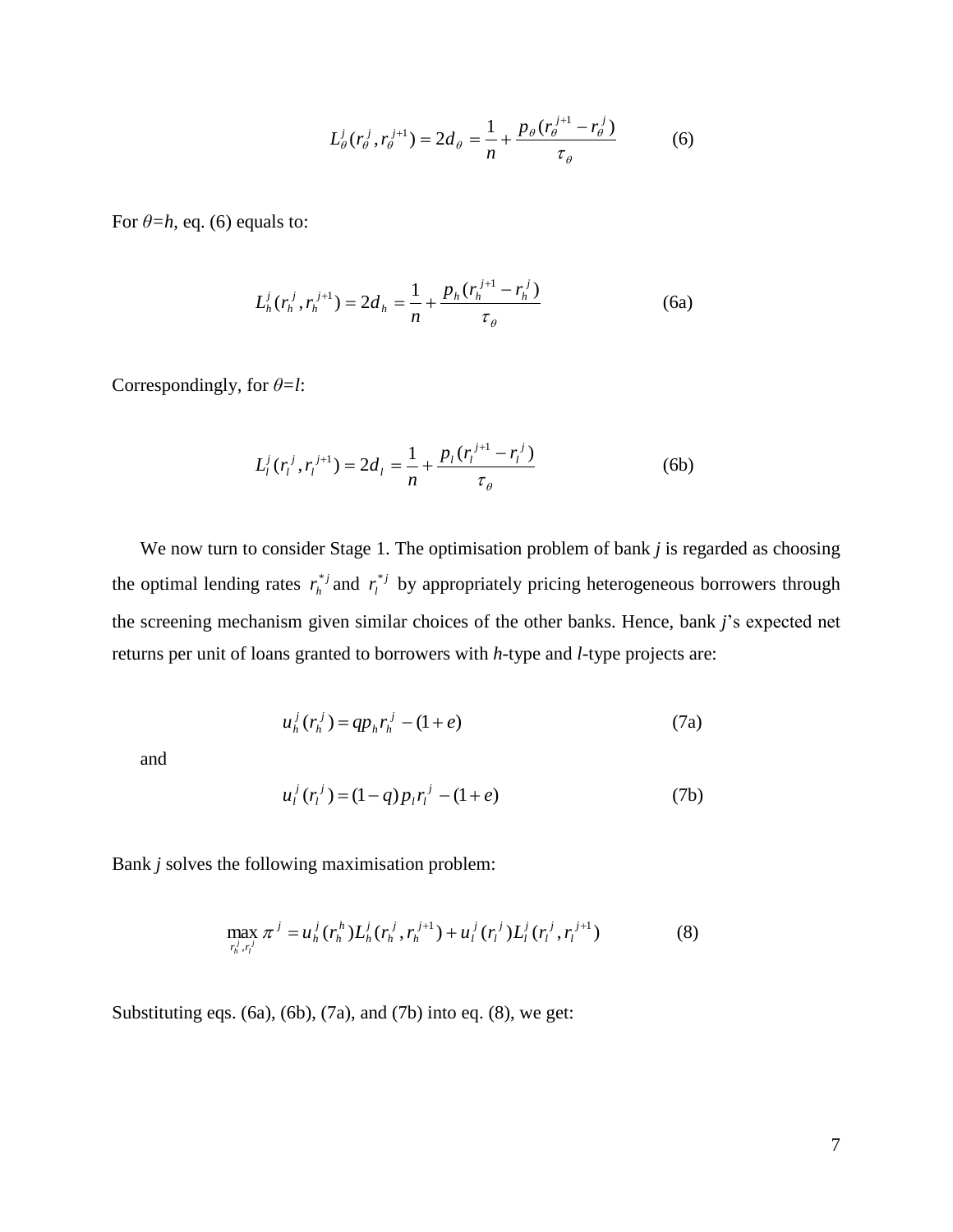$$L_\theta^j(r_\theta^j, r_\theta^{j+1}) = 2d_\theta = \frac{1}{n} + \frac{p_\theta(r_\theta^{j+1} - r_\theta^j)}{\tau_\theta} \qquad (6)$$

For $\theta=h$, eq. (6) equals to:

$$L_h^j(r_h^j, r_h^{j+1}) = 2d_h = \frac{1}{n} + \frac{p_h(r_h^{j+1} - r_h^j)}{\tau_\theta} \qquad (6a)$$

Correspondingly, for $\theta=l$:

$$L_l^j(r_l^j, r_l^{j+1}) = 2d_l = \frac{1}{n} + \frac{p_l(r_l^{j+1} - r_l^j)}{\tau_\theta} \qquad (6b)$$

We now turn to consider Stage 1. The optimisation problem of bank *j* is regarded as choosing the optimal lending rates $r_h^{*j}$ and $r_l^{*j}$ by appropriately pricing heterogeneous borrowers through the screening mechanism given similar choices of the other banks. Hence, bank *j*'s expected net returns per unit of loans granted to borrowers with *h*-type and *l*-type projects are:

$$u_h^j(r_h^j) = qp_h r_h^j - (1+e) \qquad (7a)$$

and

$$u_l^j(r_l^j) = (1-q)p_l r_l^j - (1+e) \qquad (7b)$$

Bank *j* solves the following maximisation problem:

$$\max_{r_h^j, r_l^j} \pi^j = u_h^j(r_h^h) L_h^j(r_h^j, r_h^{j+1}) + u_l^j(r_l^j) L_l^j(r_l^j, r_l^{j+1}) \qquad (8)$$

Substituting eqs. (6a), (6b), (7a), and (7b) into eq. (8), we get: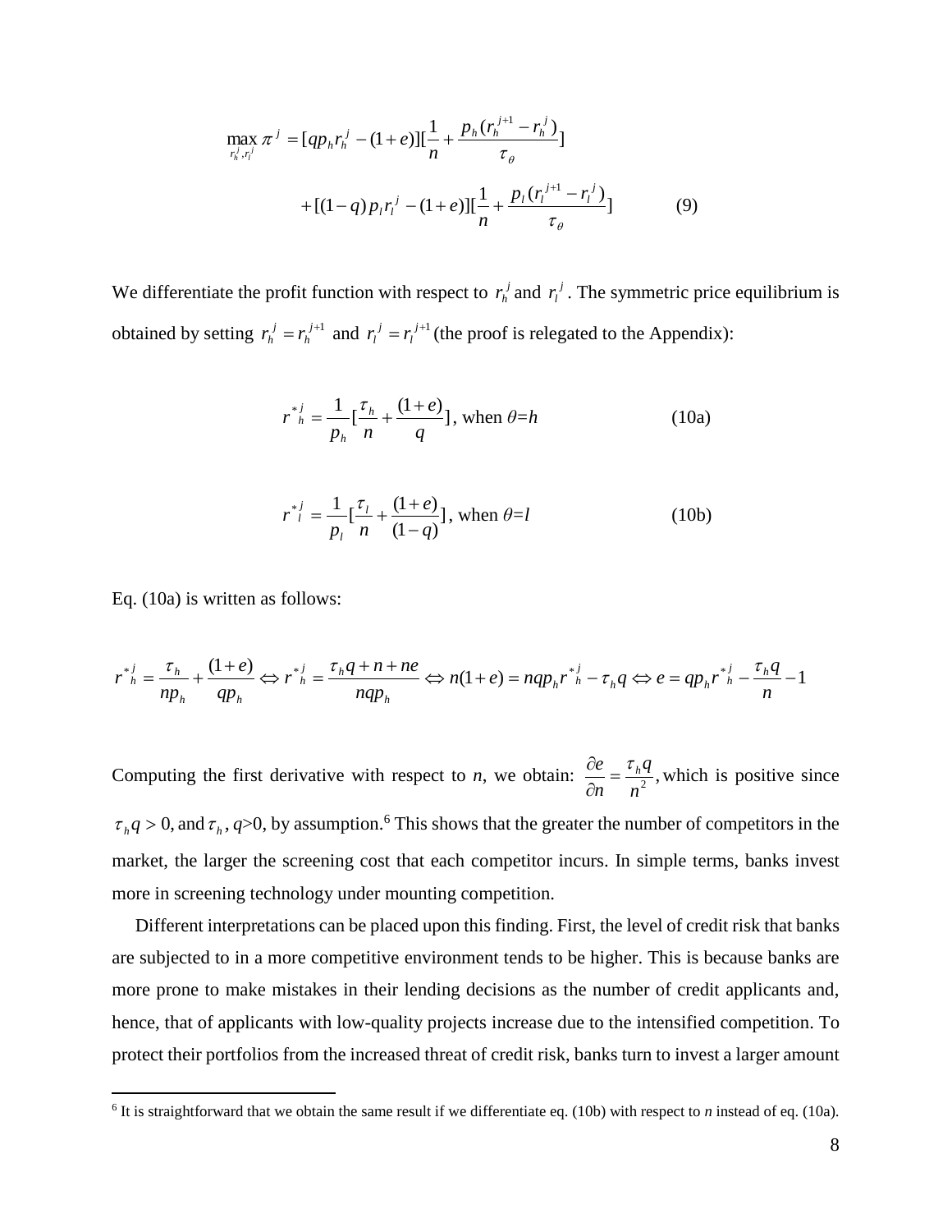$$\max_{r_h^j, r_l^j} \pi^j = [qp_h r_h^j - (1+e)][\frac{1}{n} + \frac{p_h(r_h^{j+1} - r_h^j)}{\tau_\theta}]$$

$$+[(1-q)p_l r_l^j - (1+e)][\frac{1}{n} + \frac{p_l(r_l^{j+1} - r_l^j)}{\tau_\theta}] \qquad (9)$$

We differentiate the profit function with respect to $r_h^j$ and $r_l^j$. The symmetric price equilibrium is obtained by setting $r_h^j = r_h^{j+1}$ and $r_l^j = r_l^{j+1}$ (the proof is relegated to the Appendix):

$$r^{*j}_h = \frac{1}{p_h}[\frac{\tau_h}{n} + \frac{(1+e)}{q}], \text{ when } \theta=h \qquad (10a)$$

$$r^{*j}_l = \frac{1}{p_l}[\frac{\tau_l}{n} + \frac{(1+e)}{(1-q)}], \text{ when } \theta=l \qquad (10b)$$

Eq. (10a) is written as follows:

$$r^{*j}_h = \frac{\tau_h}{np_h} + \frac{(1+e)}{qp_h} \Leftrightarrow r^{*j}_h = \frac{\tau_h q + n + ne}{nqp_h} \Leftrightarrow n(1+e) = nqp_h r^{*j}_h - \tau_h q \Leftrightarrow e = qp_h r^{*j}_h - \frac{\tau_h q}{n} - 1$$

Computing the first derivative with respect to *n*, we obtain: $\frac{\partial e}{\partial n} = \frac{\tau_h q}{n^2}$, which is positive since $\tau_h q > 0$, and $\tau_h$, $q$>0, by assumption.[6] This shows that the greater the number of competitors in the market, the larger the screening cost that each competitor incurs. In simple terms, banks invest more in screening technology under mounting competition.

Different interpretations can be placed upon this finding. First, the level of credit risk that banks are subjected to in a more competitive environment tends to be higher. This is because banks are more prone to make mistakes in their lending decisions as the number of credit applicants and, hence, that of applicants with low-quality projects increase due to the intensified competition. To protect their portfolios from the increased threat of credit risk, banks turn to invest a larger amount

[6] It is straightforward that we obtain the same result if we differentiate eq. (10b) with respect to *n* instead of eq. (10a).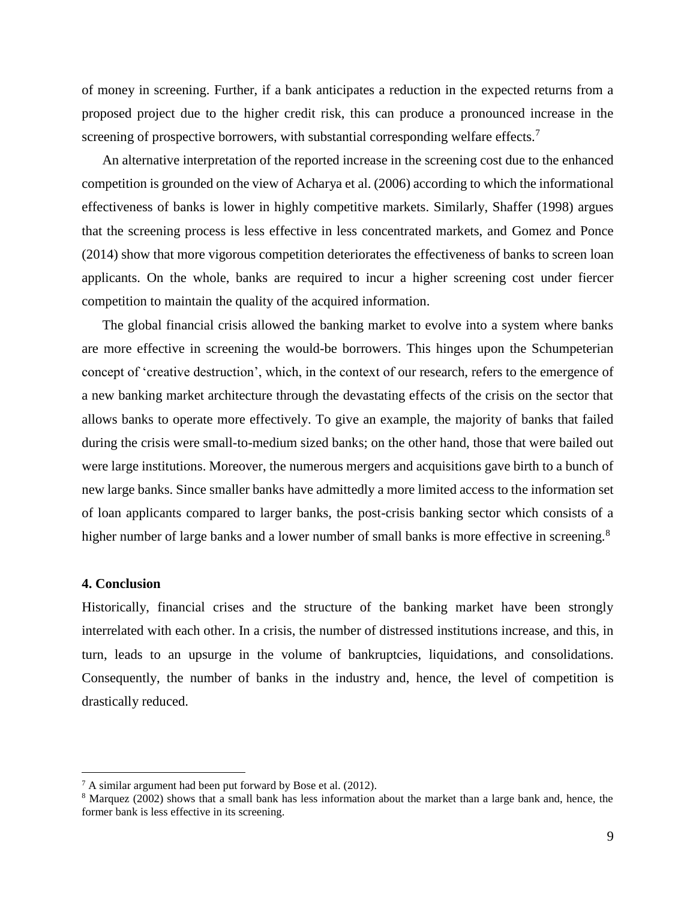of money in screening. Further, if a bank anticipates a reduction in the expected returns from a proposed project due to the higher credit risk, this can produce a pronounced increase in the screening of prospective borrowers, with substantial corresponding welfare effects.[7]

An alternative interpretation of the reported increase in the screening cost due to the enhanced competition is grounded on the view of Acharya et al. (2006) according to which the informational effectiveness of banks is lower in highly competitive markets. Similarly, Shaffer (1998) argues that the screening process is less effective in less concentrated markets, and Gomez and Ponce (2014) show that more vigorous competition deteriorates the effectiveness of banks to screen loan applicants. On the whole, banks are required to incur a higher screening cost under fiercer competition to maintain the quality of the acquired information.

The global financial crisis allowed the banking market to evolve into a system where banks are more effective in screening the would-be borrowers. This hinges upon the Schumpeterian concept of 'creative destruction', which, in the context of our research, refers to the emergence of a new banking market architecture through the devastating effects of the crisis on the sector that allows banks to operate more effectively. To give an example, the majority of banks that failed during the crisis were small-to-medium sized banks; on the other hand, those that were bailed out were large institutions. Moreover, the numerous mergers and acquisitions gave birth to a bunch of new large banks. Since smaller banks have admittedly a more limited access to the information set of loan applicants compared to larger banks, the post-crisis banking sector which consists of a higher number of large banks and a lower number of small banks is more effective in screening.[8]

## 4. Conclusion

Historically, financial crises and the structure of the banking market have been strongly interrelated with each other. In a crisis, the number of distressed institutions increase, and this, in turn, leads to an upsurge in the volume of bankruptcies, liquidations, and consolidations. Consequently, the number of banks in the industry and, hence, the level of competition is drastically reduced.

---

[7] A similar argument had been put forward by Bose et al. (2012).

[8] Marquez (2002) shows that a small bank has less information about the market than a large bank and, hence, the former bank is less effective in its screening.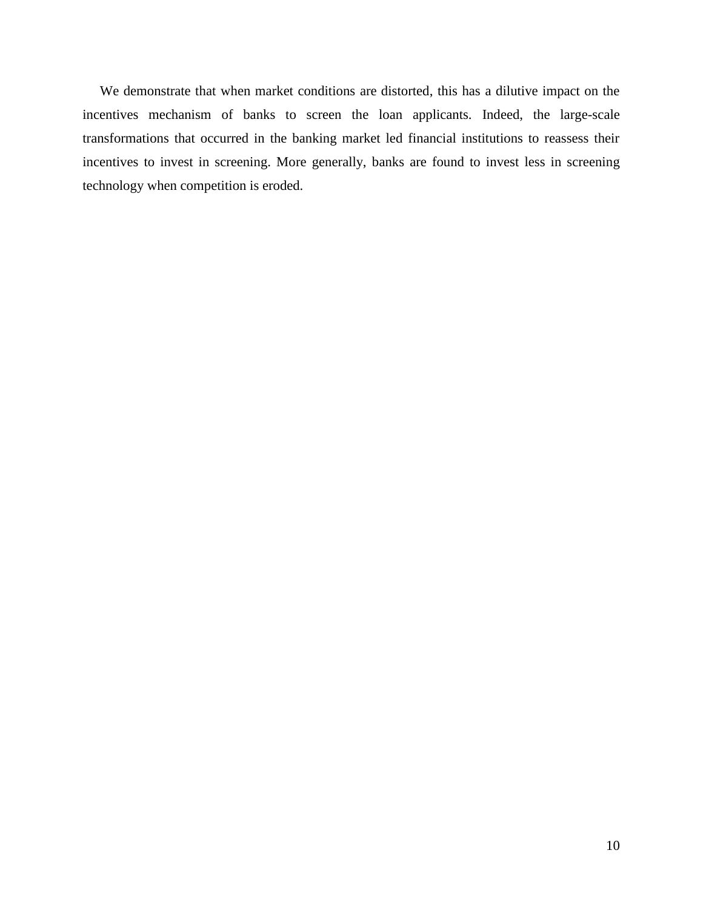We demonstrate that when market conditions are distorted, this has a dilutive impact on the incentives mechanism of banks to screen the loan applicants. Indeed, the large-scale transformations that occurred in the banking market led financial institutions to reassess their incentives to invest in screening. More generally, banks are found to invest less in screening technology when competition is eroded.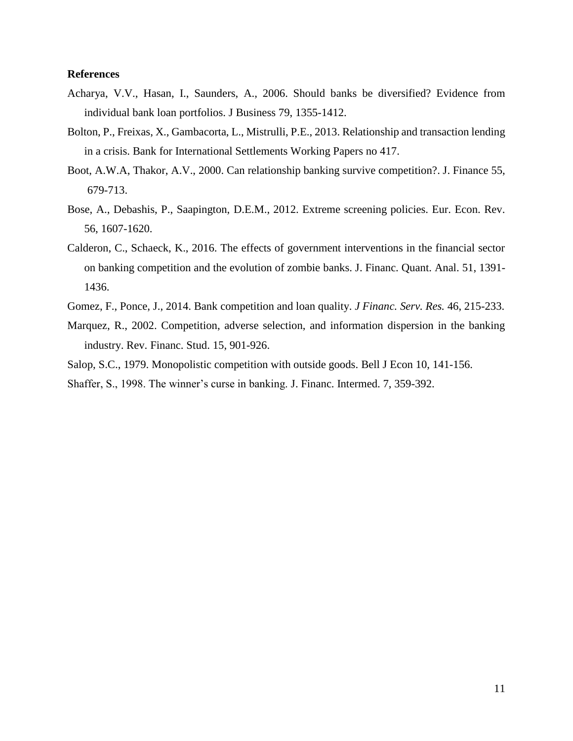**References**

Acharya, V.V., Hasan, I., Saunders, A., 2006. Should banks be diversified? Evidence from individual bank loan portfolios. J Business 79, 1355-1412.

Bolton, P., Freixas, X., Gambacorta, L., Mistrulli, P.E., 2013. Relationship and transaction lending in a crisis. Bank for International Settlements Working Papers no 417.

Boot, A.W.A, Thakor, A.V., 2000. Can relationship banking survive competition?. J. Finance 55, 679-713.

Bose, A., Debashis, P., Saapington, D.E.M., 2012. Extreme screening policies. Eur. Econ. Rev. 56, 1607-1620.

Calderon, C., Schaeck, K., 2016. The effects of government interventions in the financial sector on banking competition and the evolution of zombie banks. J. Financ. Quant. Anal. 51, 1391-1436.

Gomez, F., Ponce, J., 2014. Bank competition and loan quality. *J Financ. Serv. Res.* 46, 215-233.

Marquez, R., 2002. Competition, adverse selection, and information dispersion in the banking industry. Rev. Financ. Stud. 15, 901-926.

Salop, S.C., 1979. Monopolistic competition with outside goods. Bell J Econ 10, 141-156.

Shaffer, S., 1998. The winner's curse in banking. J. Financ. Intermed. 7, 359-392.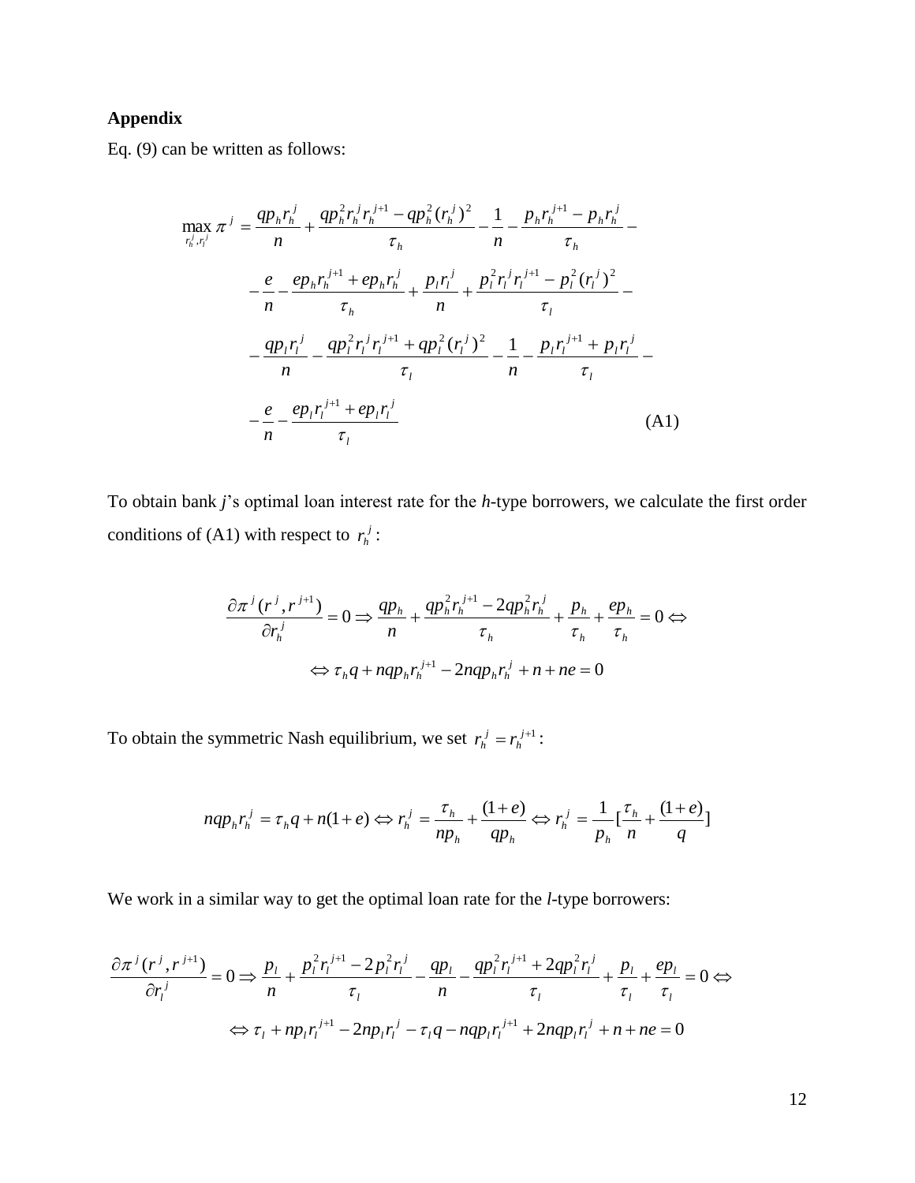**Appendix**

Eq. (9) can be written as follows:

$$
\begin{aligned}
\max_{r_h^j, r_l^j} \pi^j = & \frac{qp_h r_h^j}{n} + \frac{qp_h^2 r_h^j r_h^{j+1} - qp_h^2 (r_h^j)^2}{\tau_h} - \frac{1}{n} - \frac{p_h r_h^{j+1} - p_h r_h^j}{\tau_h} - \\
& - \frac{e}{n} - \frac{ep_h r_h^{j+1} + ep_h r_h^j}{\tau_h} + \frac{p_l r_l^j}{n} + \frac{p_l^2 r_l^j r_l^{j+1} - p_l^2 (r_l^j)^2}{\tau_l} - \\
& - \frac{qp_l r_l^j}{n} - \frac{qp_l^2 r_l^j r_l^{j+1} + qp_l^2 (r_l^j)^2}{\tau_l} - \frac{1}{n} - \frac{p_l r_l^{j+1} + p_l r_l^j}{\tau_l} - \\
& - \frac{e}{n} - \frac{ep_l r_l^{j+1} + ep_l r_l^j}{\tau_l} \qquad \text{(A1)}
\end{aligned}
$$

To obtain bank *j*'s optimal loan interest rate for the *h*-type borrowers, we calculate the first order conditions of (A1) with respect to $r_h^j$:

$$
\frac{\partial \pi^j (r^j, r^{j+1})}{\partial r_h^j} = 0 \Rightarrow \frac{qp_h}{n} + \frac{qp_h^2 r_h^{j+1} - 2qp_h^2 r_h^j}{\tau_h} + \frac{p_h}{\tau_h} + \frac{ep_h}{\tau_h} = 0 \Leftrightarrow
$$

$$
\Leftrightarrow \tau_h q + nqp_h r_h^{j+1} - 2nqp_h r_h^j + n + ne = 0
$$

To obtain the symmetric Nash equilibrium, we set $r_h^j = r_h^{j+1}$:

$$
nqp_h r_h^j = \tau_h q + n(1+e) \Leftrightarrow r_h^j = \frac{\tau_h}{np_h} + \frac{(1+e)}{qp_h} \Leftrightarrow r_h^j = \frac{1}{p_h}[\frac{\tau_h}{n} + \frac{(1+e)}{q}]
$$

We work in a similar way to get the optimal loan rate for the *l*-type borrowers:

$$
\frac{\partial \pi^j (r^j, r^{j+1})}{\partial r_l^j} = 0 \Rightarrow \frac{p_l}{n} + \frac{p_l^2 r_l^{j+1} - 2p_l^2 r_l^j}{\tau_l} - \frac{qp_l}{n} - \frac{qp_l^2 r_l^{j+1} + 2qp_l^2 r_l^j}{\tau_l} + \frac{p_l}{\tau_l} + \frac{ep_l}{\tau_l} = 0 \Leftrightarrow
$$

$$
\Leftrightarrow \tau_l + np_l r_l^{j+1} - 2np_l r_l^j - \tau_l q - nqp_l r_l^{j+1} + 2nqp_l r_l^j + n + ne = 0
$$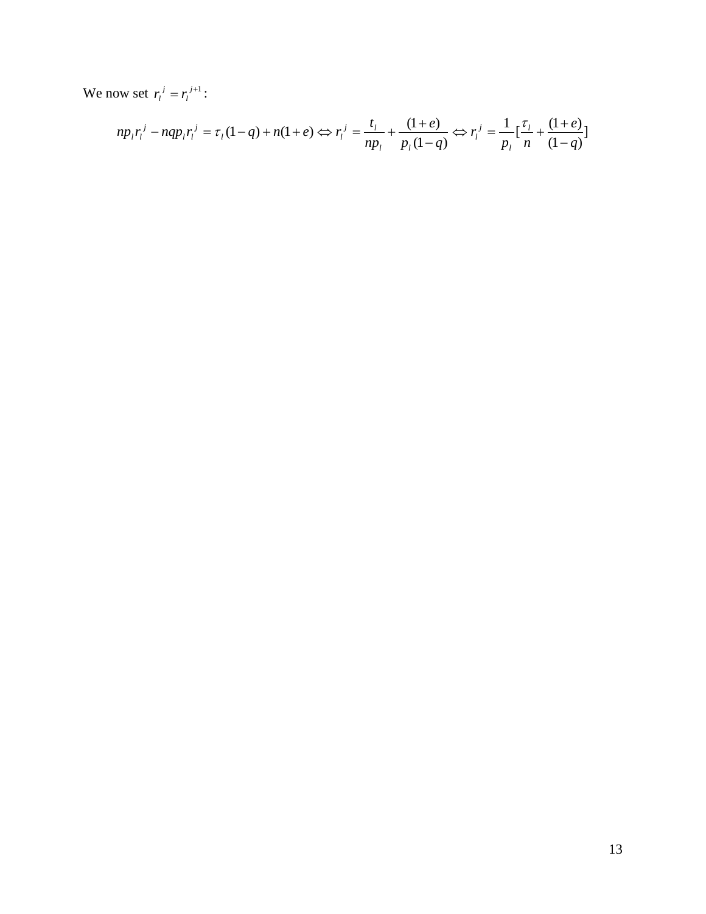We now set $r_l^{\,j} = r_l^{\,j+1}$:

$$np_l r_l^{\,j} - nqp_l r_l^{\,j} = \tau_l (1-q) + n(1+e) \Leftrightarrow r_l^{\,j} = \frac{t_l}{np_l} + \frac{(1+e)}{p_l(1-q)} \Leftrightarrow r_l^{\,j} = \frac{1}{p_l}[\frac{\tau_l}{n} + \frac{(1+e)}{(1-q)}]$$